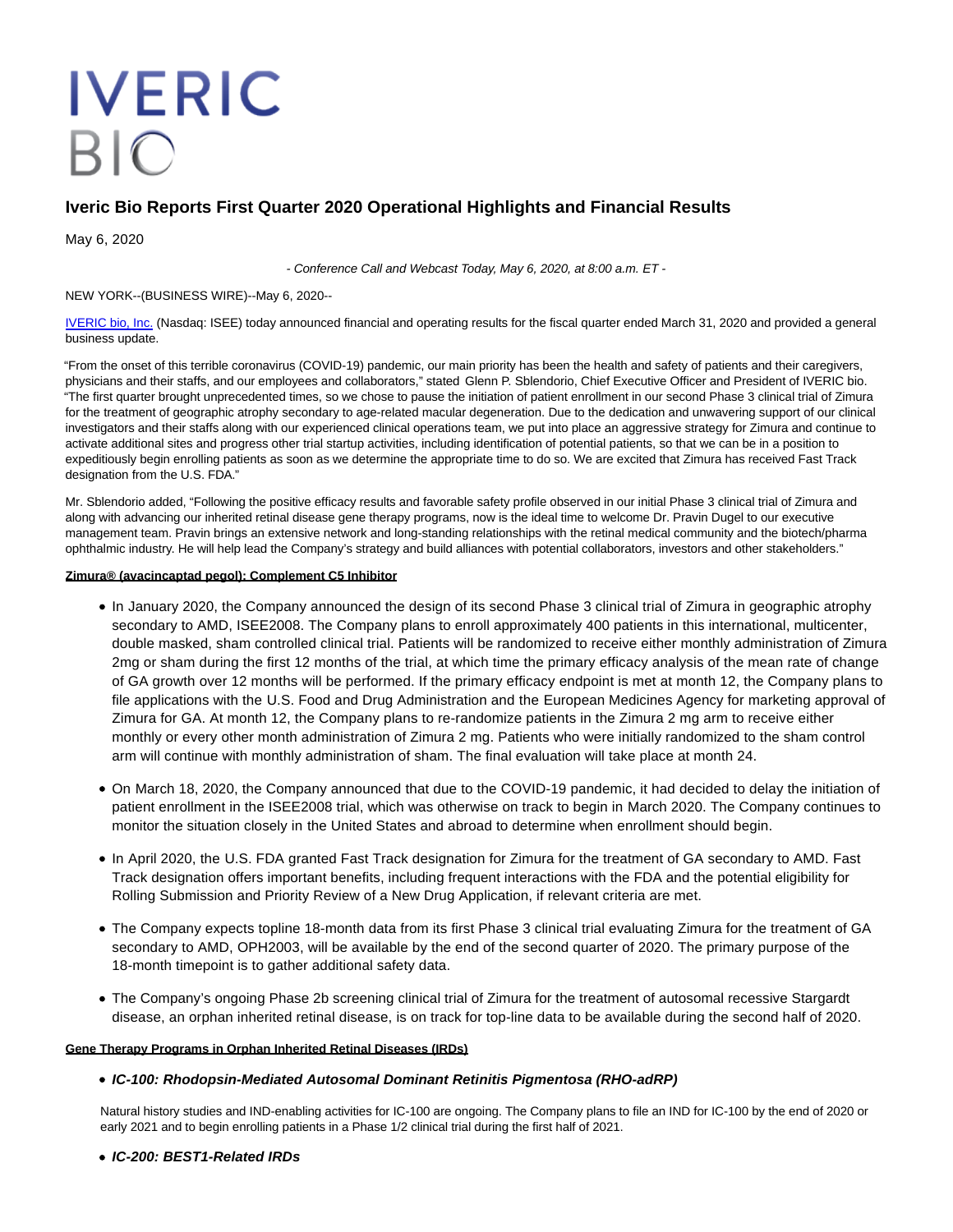# IVERIC BIO

## Iveric Bio Reports First Quarter 2020 Operational Highlights and Financial Results

May 6, 2020

*- Conference Call and Webcast Today, May 6, 2020, at 8:00 a.m. ET -*

NEW YORK--(BUSINESS WIRE)--May 6, 2020--

IVERIC bio, Inc. (Nasdaq: ISEE) today announced financial and operating results for the fiscal quarter ended March 31, 2020 and provided a general business update.

"From the onset of this terrible coronavirus (COVID-19) pandemic, our main priority has been the health and safety of patients and their caregivers, physicians and their staffs, and our employees and collaborators," stated Glenn P. Sblendorio, Chief Executive Officer and President of IVERIC bio. "The first quarter brought unprecedented times, so we chose to pause the initiation of patient enrollment in our second Phase 3 clinical trial of Zimura for the treatment of geographic atrophy secondary to age-related macular degeneration. Due to the dedication and unwavering support of our clinical investigators and their staffs along with our experienced clinical operations team, we put into place an aggressive strategy for Zimura and continue to activate additional sites and progress other trial startup activities, including identification of potential patients, so that we can be in a position to expeditiously begin enrolling patients as soon as we determine the appropriate time to do so. We are excited that Zimura has received Fast Track designation from the U.S. FDA."

Mr. Sblendorio added, "Following the positive efficacy results and favorable safety profile observed in our initial Phase 3 clinical trial of Zimura and along with advancing our inherited retinal disease gene therapy programs, now is the ideal time to welcome Dr. Pravin Dugel to our executive management team. Pravin brings an extensive network and long-standing relationships with the retinal medical community and the biotech/pharma ophthalmic industry. He will help lead the Company's strategy and build alliances with potential collaborators, investors and other stakeholders."

**Zimura® (avacincaptad pegol): Complement C5 Inhibitor**

- In January 2020, the Company announced the design of its second Phase 3 clinical trial of Zimura in geographic atrophy secondary to AMD, ISEE2008. The Company plans to enroll approximately 400 patients in this international, multicenter, double masked, sham controlled clinical trial. Patients will be randomized to receive either monthly administration of Zimura 2mg or sham during the first 12 months of the trial, at which time the primary efficacy analysis of the mean rate of change of GA growth over 12 months will be performed. If the primary efficacy endpoint is met at month 12, the Company plans to file applications with the U.S. Food and Drug Administration and the European Medicines Agency for marketing approval of Zimura for GA. At month 12, the Company plans to re-randomize patients in the Zimura 2 mg arm to receive either monthly or every other month administration of Zimura 2 mg. Patients who were initially randomized to the sham control arm will continue with monthly administration of sham. The final evaluation will take place at month 24.
- On March 18, 2020, the Company announced that due to the COVID-19 pandemic, it had decided to delay the initiation of patient enrollment in the ISEE2008 trial, which was otherwise on track to begin in March 2020. The Company continues to monitor the situation closely in the United States and abroad to determine when enrollment should begin.
- In April 2020, the U.S. FDA granted Fast Track designation for Zimura for the treatment of GA secondary to AMD. Fast Track designation offers important benefits, including frequent interactions with the FDA and the potential eligibility for Rolling Submission and Priority Review of a New Drug Application, if relevant criteria are met.
- The Company expects topline 18-month data from its first Phase 3 clinical trial evaluating Zimura for the treatment of GA secondary to AMD, OPH2003, will be available by the end of the second quarter of 2020. The primary purpose of the 18-month timepoint is to gather additional safety data.
- The Company's ongoing Phase 2b screening clinical trial of Zimura for the treatment of autosomal recessive Stargardt disease, an orphan inherited retinal disease, is on track for top-line data to be available during the second half of 2020.

**Gene Therapy Programs in Orphan Inherited Retinal Diseases (IRDs)**

- ***IC-100: Rhodopsin-Mediated Autosomal Dominant Retinitis Pigmentosa (RHO-adRP)***

  Natural history studies and IND-enabling activities for IC-100 are ongoing. The Company plans to file an IND for IC-100 by the end of 2020 or early 2021 and to begin enrolling patients in a Phase 1/2 clinical trial during the first half of 2021.

- ***IC-200: BEST1-Related IRDs***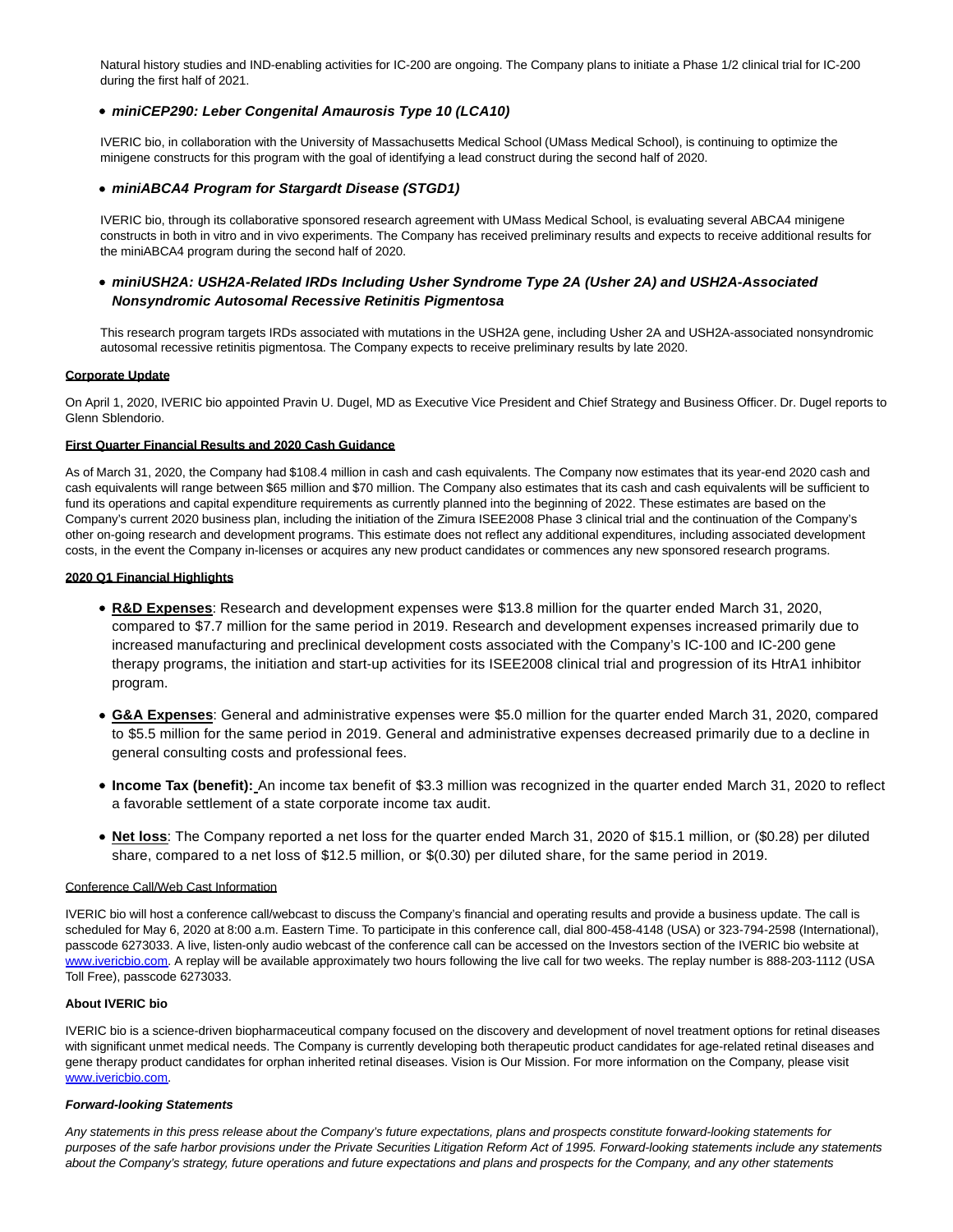Natural history studies and IND-enabling activities for IC-200 are ongoing. The Company plans to initiate a Phase 1/2 clinical trial for IC-200 during the first half of 2021.

- ***miniCEP290: Leber Congenital Amaurosis Type 10 (LCA10)***

IVERIC bio, in collaboration with the University of Massachusetts Medical School (UMass Medical School), is continuing to optimize the minigene constructs for this program with the goal of identifying a lead construct during the second half of 2020.

- ***miniABCA4 Program for Stargardt Disease (STGD1)***

IVERIC bio, through its collaborative sponsored research agreement with UMass Medical School, is evaluating several ABCA4 minigene constructs in both in vitro and in vivo experiments. The Company has received preliminary results and expects to receive additional results for the miniABCA4 program during the second half of 2020.

- ***miniUSH2A: USH2A-Related IRDs Including Usher Syndrome Type 2A (Usher 2A) and USH2A-Associated Nonsyndromic Autosomal Recessive Retinitis Pigmentosa***

This research program targets IRDs associated with mutations in the USH2A gene, including Usher 2A and USH2A-associated nonsyndromic autosomal recessive retinitis pigmentosa. The Company expects to receive preliminary results by late 2020.

**Corporate Update**

On April 1, 2020, IVERIC bio appointed Pravin U. Dugel, MD as Executive Vice President and Chief Strategy and Business Officer. Dr. Dugel reports to Glenn Sblendorio.

**First Quarter Financial Results and 2020 Cash Guidance**

As of March 31, 2020, the Company had $108.4 million in cash and cash equivalents. The Company now estimates that its year-end 2020 cash and cash equivalents will range between $65 million and $70 million. The Company also estimates that its cash and cash equivalents will be sufficient to fund its operations and capital expenditure requirements as currently planned into the beginning of 2022. These estimates are based on the Company's current 2020 business plan, including the initiation of the Zimura ISEE2008 Phase 3 clinical trial and the continuation of the Company's other on-going research and development programs. This estimate does not reflect any additional expenditures, including associated development costs, in the event the Company in-licenses or acquires any new product candidates or commences any new sponsored research programs.

**2020 Q1 Financial Highlights**

- **R&D Expenses**: Research and development expenses were $13.8 million for the quarter ended March 31, 2020, compared to $7.7 million for the same period in 2019. Research and development expenses increased primarily due to increased manufacturing and preclinical development costs associated with the Company's IC-100 and IC-200 gene therapy programs, the initiation and start-up activities for its ISEE2008 clinical trial and progression of its HtrA1 inhibitor program.
- **G&A Expenses**: General and administrative expenses were $5.0 million for the quarter ended March 31, 2020, compared to $5.5 million for the same period in 2019. General and administrative expenses decreased primarily due to a decline in general consulting costs and professional fees.
- **Income Tax (benefit):** An income tax benefit of $3.3 million was recognized in the quarter ended March 31, 2020 to reflect a favorable settlement of a state corporate income tax audit.
- **Net loss**: The Company reported a net loss for the quarter ended March 31, 2020 of $15.1 million, or ($0.28) per diluted share, compared to a net loss of $12.5 million, or $(0.30) per diluted share, for the same period in 2019.

Conference Call/Web Cast Information

IVERIC bio will host a conference call/webcast to discuss the Company's financial and operating results and provide a business update. The call is scheduled for May 6, 2020 at 8:00 a.m. Eastern Time. To participate in this conference call, dial 800-458-4148 (USA) or 323-794-2598 (International), passcode 6273033. A live, listen-only audio webcast of the conference call can be accessed on the Investors section of the IVERIC bio website at www.ivericbio.com. A replay will be available approximately two hours following the live call for two weeks. The replay number is 888-203-1112 (USA Toll Free), passcode 6273033.

**About IVERIC bio**

IVERIC bio is a science-driven biopharmaceutical company focused on the discovery and development of novel treatment options for retinal diseases with significant unmet medical needs. The Company is currently developing both therapeutic product candidates for age-related retinal diseases and gene therapy product candidates for orphan inherited retinal diseases. Vision is Our Mission. For more information on the Company, please visit www.ivericbio.com.

***Forward-looking Statements***

*Any statements in this press release about the Company's future expectations, plans and prospects constitute forward-looking statements for purposes of the safe harbor provisions under the Private Securities Litigation Reform Act of 1995. Forward-looking statements include any statements about the Company's strategy, future operations and future expectations and plans and prospects for the Company, and any other statements*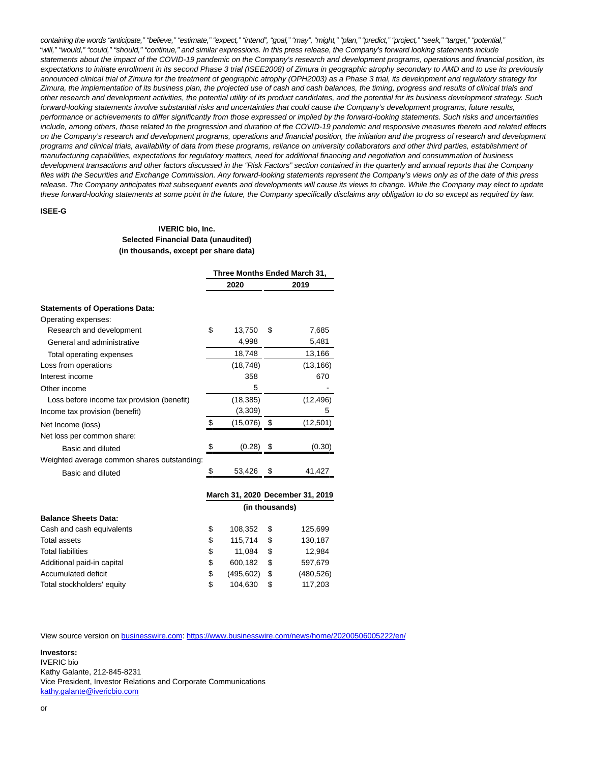*containing the words "anticipate," "believe," "estimate," "expect," "intend", "goal," "may", "might," "plan," "predict," "project," "seek," "target," "potential," "will," "would," "could," "should," "continue," and similar expressions. In this press release, the Company's forward looking statements include statements about the impact of the COVID-19 pandemic on the Company's research and development programs, operations and financial position, its expectations to initiate enrollment in its second Phase 3 trial (ISEE2008) of Zimura in geographic atrophy secondary to AMD and to use its previously announced clinical trial of Zimura for the treatment of geographic atrophy (OPH2003) as a Phase 3 trial, its development and regulatory strategy for Zimura, the implementation of its business plan, the projected use of cash and cash balances, the timing, progress and results of clinical trials and other research and development activities, the potential utility of its product candidates, and the potential for its business development strategy. Such forward-looking statements involve substantial risks and uncertainties that could cause the Company's development programs, future results, performance or achievements to differ significantly from those expressed or implied by the forward-looking statements. Such risks and uncertainties include, among others, those related to the progression and duration of the COVID-19 pandemic and responsive measures thereto and related effects on the Company's research and development programs, operations and financial position, the initiation and the progress of research and development programs and clinical trials, availability of data from these programs, reliance on university collaborators and other third parties, establishment of manufacturing capabilities, expectations for regulatory matters, need for additional financing and negotiation and consummation of business development transactions and other factors discussed in the "Risk Factors" section contained in the quarterly and annual reports that the Company files with the Securities and Exchange Commission. Any forward-looking statements represent the Company's views only as of the date of this press release. The Company anticipates that subsequent events and developments will cause its views to change. While the Company may elect to update these forward-looking statements at some point in the future, the Company specifically disclaims any obligation to do so except as required by law.*

**ISEE-G**

**IVERIC bio, Inc.**
**Selected Financial Data (unaudited)**
**(in thousands, except per share data)**

| | Three Months Ended March 31, | |
|---|---|---|
| | 2020 | 2019 |
| **Statements of Operations Data:** | | |
| Operating expenses: | | |
| Research and development | $ 13,750 | $ 7,685 |
| General and administrative | 4,998 | 5,481 |
| Total operating expenses | 18,748 | 13,166 |
| Loss from operations | (18,748) | (13,166) |
| Interest income | 358 | 670 |
| Other income | 5 | - |
| Loss before income tax provision (benefit) | (18,385) | (12,496) |
| Income tax provision (benefit) | (3,309) | 5 |
| Net Income (loss) | $ (15,076) | $ (12,501) |
| Net loss per common share: | | |
| Basic and diluted | $ (0.28) | $ (0.30) |
| Weighted average common shares outstanding: | | |
| Basic and diluted | $ 53,426 | $ 41,427 |

| | March 31, 2020 | December 31, 2019 |
|---|---|---|
| | (in thousands) | |
| **Balance Sheets Data:** | | |
| Cash and cash equivalents | $ 108,352 | $ 125,699 |
| Total assets | $ 115,714 | $ 130,187 |
| Total liabilities | $ 11,084 | $ 12,984 |
| Additional paid-in capital | $ 600,182 | $ 597,679 |
| Accumulated deficit | $ (495,602) | $ (480,526) |
| Total stockholders' equity | $ 104,630 | $ 117,203 |

View source version on businesswire.com: https://www.businesswire.com/news/home/20200506005222/en/

**Investors:**
IVERIC bio
Kathy Galante, 212-845-8231
Vice President, Investor Relations and Corporate Communications
kathy.galante@ivericbio.com

or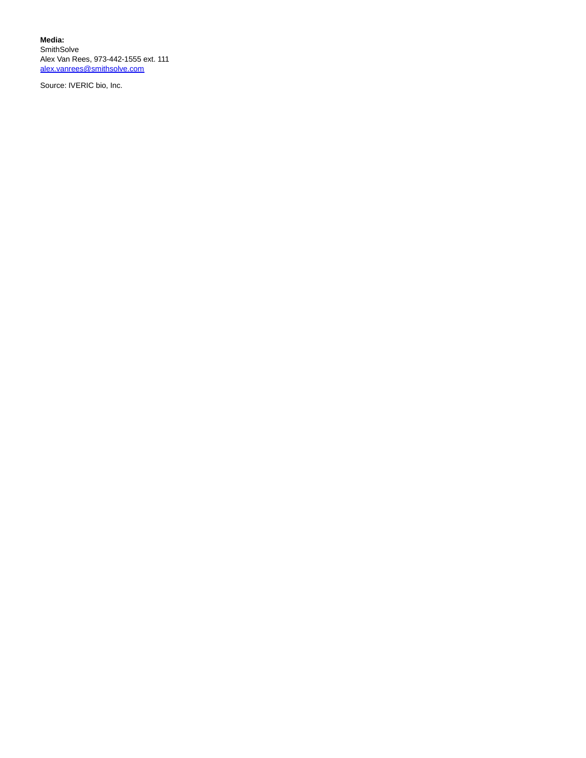**Media:**
SmithSolve
Alex Van Rees, 973-442-1555 ext. 111
alex.vanrees@smithsolve.com

Source: IVERIC bio, Inc.